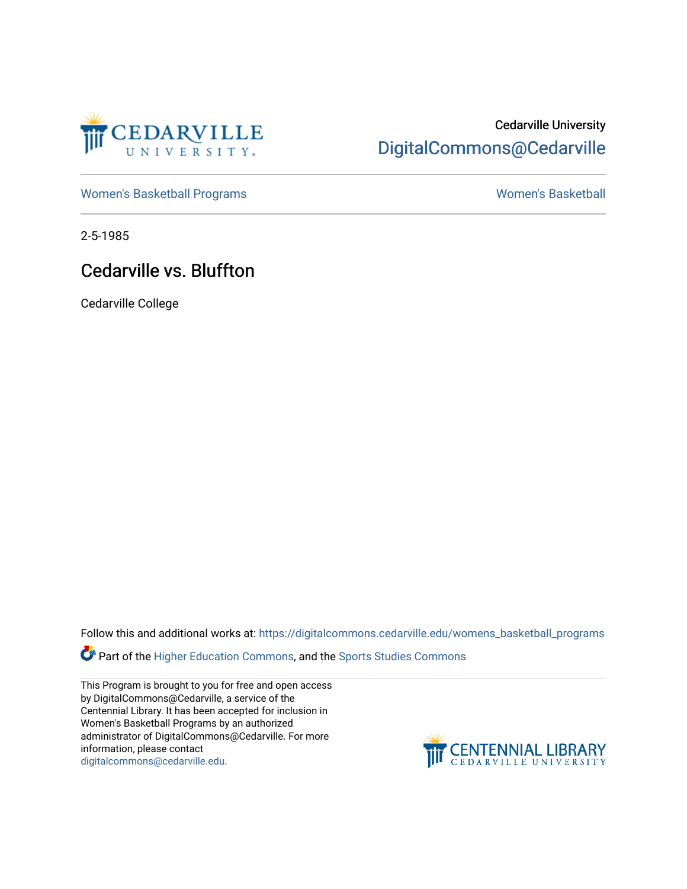Cedarville University

DigitalCommons@Cedarville

Women's Basketball Programs

Women's Basketball

2-5-1985

# Cedarville vs. Bluffton

Cedarville College

Follow this and additional works at: https://digitalcommons.cedarville.edu/womens_basketball_programs

Part of the Higher Education Commons, and the Sports Studies Commons

This Program is brought to you for free and open access by DigitalCommons@Cedarville, a service of the Centennial Library. It has been accepted for inclusion in Women's Basketball Programs by an authorized administrator of DigitalCommons@Cedarville. For more information, please contact digitalcommons@cedarville.edu.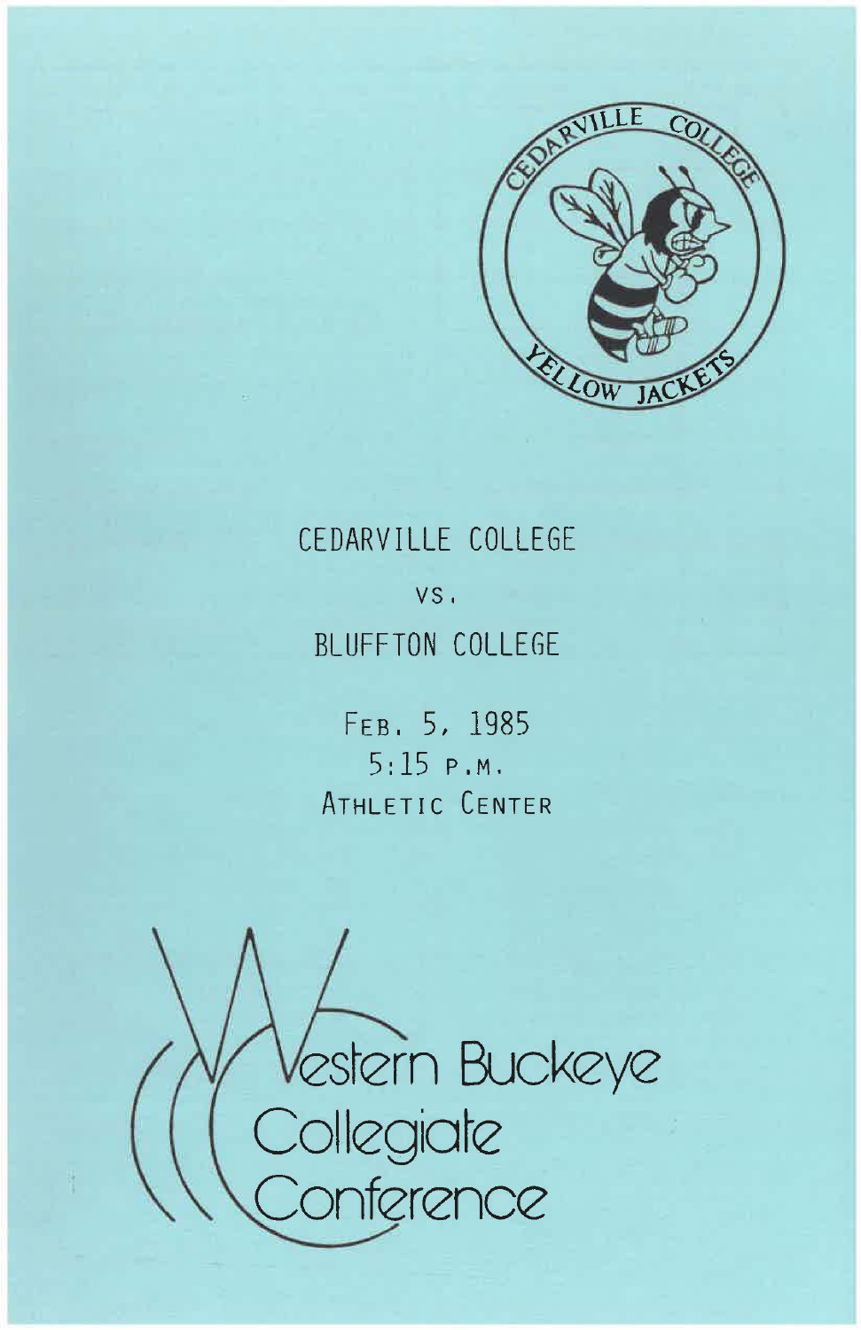CEDARVILLE COLLEGE YELLOW JACKETS

CEDARVILLE COLLEGE

VS.

BLUFFTON COLLEGE

FEB. 5, 1985
5:15 P.M.
ATHLETIC CENTER

Western Buckeye Collegiate Conference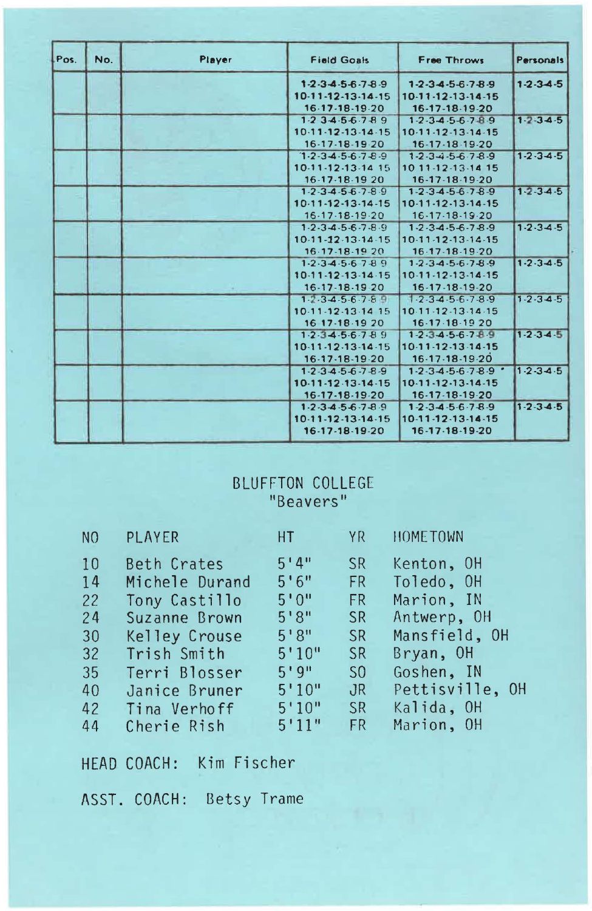| Pos. | No. | Player | Field Goals | Free Throws | Personals |
|---|---|---|---|---|---|
| | | | 1-2-3-4-5-6-7-8-9 10-11-12-13-14-15 16-17-18-19-20 | 1-2-3-4-5-6-7-8-9 10-11-12-13-14-15 16-17-18-19-20 | 1-2-3-4-5 |
| | | | 1-2-3-4-5-6-7-8-9 10-11-12-13-14-15 16-17-18-19-20 | 1-2-3-4-5-6-7-8-9 10-11-12-13-14-15 16-17-18-19-20 | 1-2-3-4-5 |
| | | | 1-2-3-4-5-6-7-8-9 10-11-12-13-14-15 16-17-18-19-20 | 1-2-3-4-5-6-7-8-9 10-11-12-13-14-15 16-17-18-19-20 | 1-2-3-4-5 |
| | | | 1-2-3-4-5-6-7-8-9 10-11-12-13-14-15 16-17-18-19-20 | 1-2-3-4-5-6-7-8-9 10-11-12-13-14-15 16-17-18-19-20 | 1-2-3-4-5 |
| | | | 1-2-3-4-5-6-7-8-9 10-11-12-13-14-15 16-17-18-19-20 | 1-2-3-4-5-6-7-8-9 10-11-12-13-14-15 16-17-18-19-20 | 1-2-3-4-5 |
| | | | 1-2-3-4-5-6-7-8-9 10-11-12-13-14-15 16-17-18-19-20 | 1-2-3-4-5-6-7-8-9 10-11-12-13-14-15 16-17-18-19-20 | 1-2-3-4-5 |
| | | | 1-2-3-4-5-6-7-8-9 10-11-12-13-14-15 16-17-18-19-20 | 1-2-3-4-5-6-7-8-9 10-11-12-13-14-15 16-17-18-19-20 | 1-2-3-4-5 |
| | | | 1-2-3-4-5-6-7-8-9 10-11-12-13-14-15 16-17-18-19-20 | 1-2-3-4-5-6-7-8-9 10-11-12-13-14-15 16-17-18-19-20 | 1-2-3-4-5 |
| | | | 1-2-3-4-5-6-7-8-9 10-11-12-13-14-15 16-17-18-19-20 | 1-2-3-4-5-6-7-8-9 10-11-12-13-14-15 16-17-18-19-20 | 1-2-3-4-5 |
| | | | 1-2-3-4-5-6-7-8-9 10-11-12-13-14-15 16-17-18-19-20 | 1-2-3-4-5-6-7-8-9 10-11-12-13-14-15 16-17-18-19-20 | 1-2-3-4-5 |

# BLUFFTON COLLEGE
## "Beavers"

| NO | PLAYER | HT | YR | HOMETOWN |
|---|---|---|---|---|
| 10 | Beth Crates | 5'4" | SR | Kenton, OH |
| 14 | Michele Durand | 5'6" | FR | Toledo, OH |
| 22 | Tony Castillo | 5'0" | FR | Marion, IN |
| 24 | Suzanne Brown | 5'8" | SR | Antwerp, OH |
| 30 | Kelley Crouse | 5'8" | SR | Mansfield, OH |
| 32 | Trish Smith | 5'10" | SR | Bryan, OH |
| 35 | Terri Blosser | 5'9" | SO | Goshen, IN |
| 40 | Janice Bruner | 5'10" | JR | Pettisville, OH |
| 42 | Tina Verhoff | 5'10" | SR | Kalida, OH |
| 44 | Cherie Rish | 5'11" | FR | Marion, OH |

HEAD COACH: Kim Fischer

ASST. COACH: Betsy Trame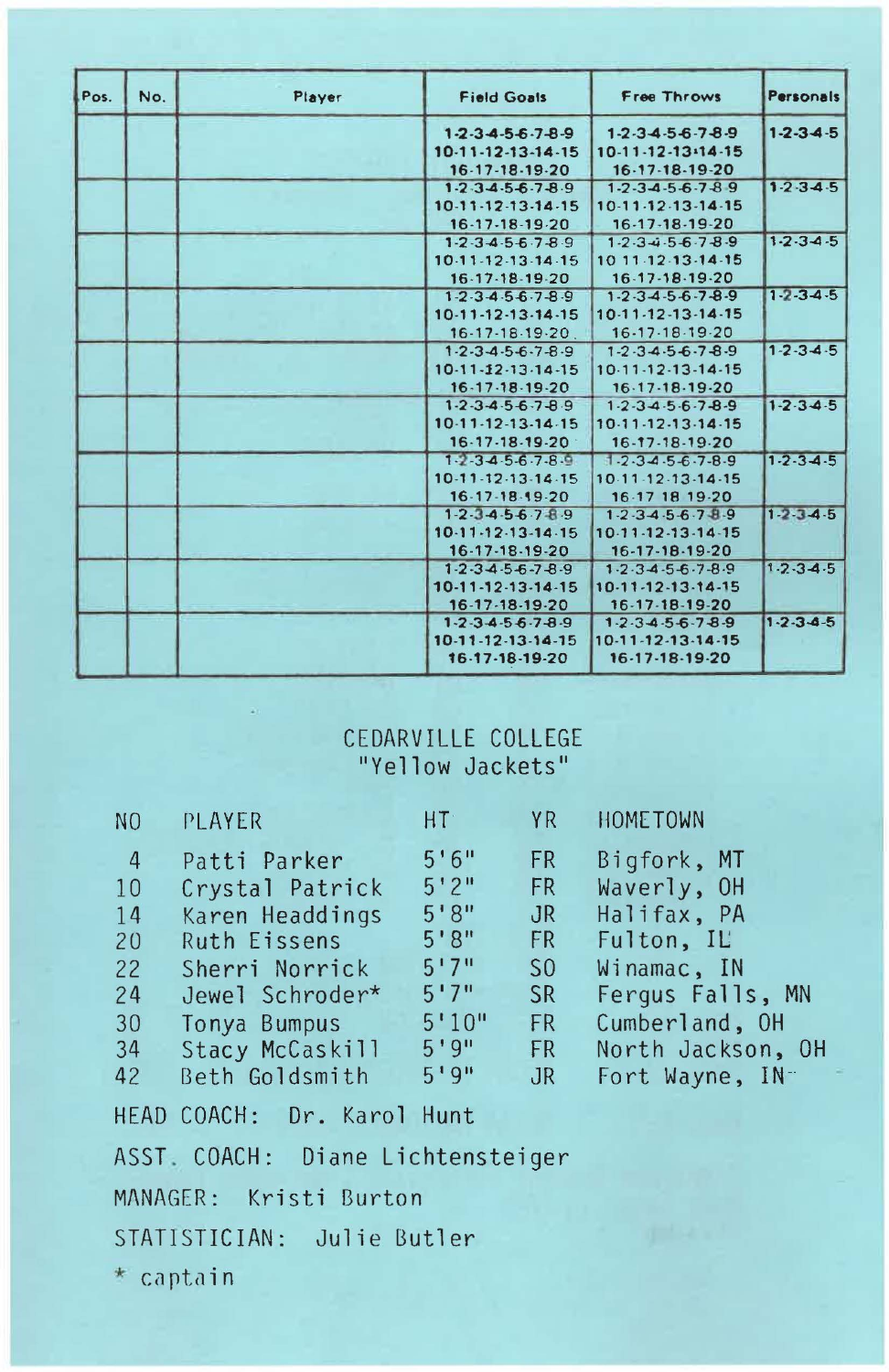| Pos. | No. | Player | Field Goals | Free Throws | Personals |
|---|---|---|---|---|---|
| | | | 1-2-3-4-5-6-7-8-9 10-11-12-13-14-15 16-17-18-19-20 | 1-2-3-4-5-6-7-8-9 10-11-12-13-14-15 16-17-18-19-20 | 1-2-3-4-5 |
| | | | 1-2-3-4-5-6-7-8-9 10-11-12-13-14-15 16-17-18-19-20 | 1-2-3-4-5-6-7-8-9 10-11-12-13-14-15 16-17-18-19-20 | 1-2-3-4-5 |
| | | | 1-2-3-4-5-6-7-8-9 10-11-12-13-14-15 16-17-18-19-20 | 1-2-3-4-5-6-7-8-9 10-11-12-13-14-15 16-17-18-19-20 | 1-2-3-4-5 |
| | | | 1-2-3-4-5-6-7-8-9 10-11-12-13-14-15 16-17-18-19-20 | 1-2-3-4-5-6-7-8-9 10-11-12-13-14-15 16-17-18-19-20 | 1-2-3-4-5 |
| | | | 1-2-3-4-5-6-7-8-9 10-11-12-13-14-15 16-17-18-19-20 | 1-2-3-4-5-6-7-8-9 10-11-12-13-14-15 16-17-18-19-20 | 1-2-3-4-5 |
| | | | 1-2-3-4-5-6-7-8-9 10-11-12-13-14-15 16-17-18-19-20 | 1-2-3-4-5-6-7-8-9 10-11-12-13-14-15 16-17-18-19-20 | 1-2-3-4-5 |
| | | | 1-2-3-4-5-6-7-8-9 10-11-12-13-14-15 16-17-18-19-20 | 1-2-3-4-5-6-7-8-9 10-11-12-13-14-15 16-17-18-19-20 | 1-2-3-4-5 |
| | | | 1-2-3-4-5-6-7-8-9 10-11-12-13-14-15 16-17-18-19-20 | 1-2-3-4-5-6-7-8-9 10-11-12-13-14-15 16-17-18-19-20 | 1-2-3-4-5 |
| | | | 1-2-3-4-5-6-7-8-9 10-11-12-13-14-15 16-17-18-19-20 | 1-2-3-4-5-6-7-8-9 10-11-12-13-14-15 16-17-18-19-20 | 1-2-3-4-5 |
| | | | 1-2-3-4-5-6-7-8-9 10-11-12-13-14-15 16-17-18-19-20 | 1-2-3-4-5-6-7-8-9 10-11-12-13-14-15 16-17-18-19-20 | 1-2-3-4-5 |

## CEDARVILLE COLLEGE
## "Yellow Jackets"

| NO | PLAYER | HT | YR | HOMETOWN |
|---|---|---|---|---|
| 4 | Patti Parker | 5'6" | FR | Bigfork, MT |
| 10 | Crystal Patrick | 5'2" | FR | Waverly, OH |
| 14 | Karen Headdings | 5'8" | JR | Halifax, PA |
| 20 | Ruth Eissens | 5'8" | FR | Fulton, IL |
| 22 | Sherri Norrick | 5'7" | SO | Winamac, IN |
| 24 | Jewel Schroder* | 5'7" | SR | Fergus Falls, MN |
| 30 | Tonya Bumpus | 5'10" | FR | Cumberland, OH |
| 34 | Stacy McCaskill | 5'9" | FR | North Jackson, OH |
| 42 | Beth Goldsmith | 5'9" | JR | Fort Wayne, IN |

HEAD COACH: Dr. Karol Hunt

ASST. COACH: Diane Lichtensteiger

MANAGER: Kristi Burton

STATISTICIAN: Julie Butler

* captain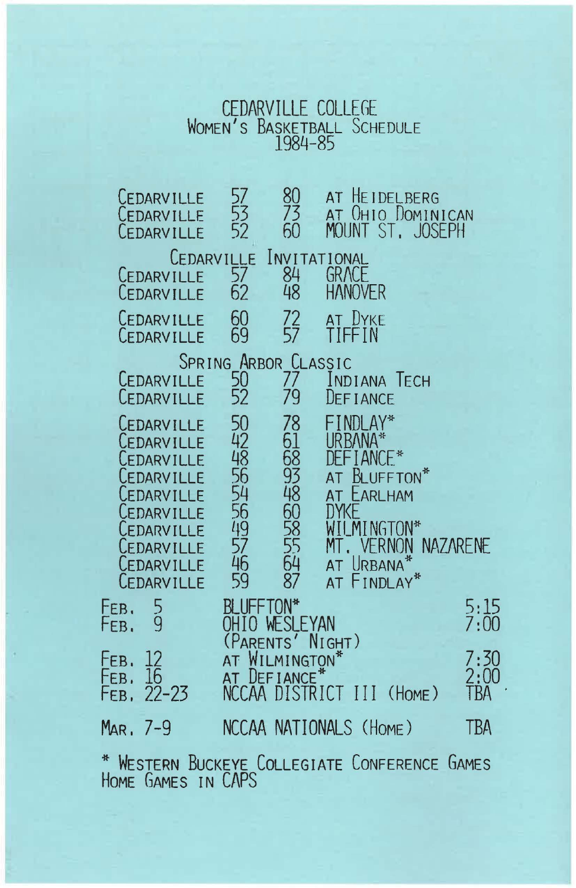# CEDARVILLE COLLEGE
## WOMEN'S BASKETBALL SCHEDULE
## 1984-85

| | | | |
|---|---|---|---|
| CEDARVILLE | 57 | 80 | AT HEIDELBERG |
| CEDARVILLE | 53 | 73 | AT OHIO DOMINICAN |
| CEDARVILLE | 52 | 60 | MOUNT ST. JOSEPH |

CEDARVILLE INVITATIONAL

| | | | |
|---|---|---|---|
| CEDARVILLE | 57 | 84 | GRACE |
| CEDARVILLE | 62 | 48 | HANOVER |
| CEDARVILLE | 60 | 72 | AT DYKE |
| CEDARVILLE | 69 | 57 | TIFFIN |

SPRING ARBOR CLASSIC

| | | | |
|---|---|---|---|
| CEDARVILLE | 50 | 77 | INDIANA TECH |
| CEDARVILLE | 52 | 79 | DEFIANCE |
| CEDARVILLE | 50 | 78 | FINDLAY* |
| CEDARVILLE | 42 | 61 | URBANA* |
| CEDARVILLE | 48 | 68 | DEFIANCE* |
| CEDARVILLE | 56 | 93 | AT BLUFFTON* |
| CEDARVILLE | 54 | 48 | AT EARLHAM |
| CEDARVILLE | 56 | 60 | DYKE |
| CEDARVILLE | 49 | 58 | WILMINGTON* |
| CEDARVILLE | 57 | 55 | MT. VERNON NAZARENE |
| CEDARVILLE | 46 | 64 | AT URBANA* |
| CEDARVILLE | 59 | 87 | AT FINDLAY* |

| | | |
|---|---|---|
| FEB. 5 | BLUFFTON* | 5:15 |
| FEB. 9 | OHIO WESLEYAN (PARENTS' NIGHT) | 7:00 |
| FEB. 12 | AT WILMINGTON* | 7:30 |
| FEB. 16 | AT DEFIANCE* | 2:00 |
| FEB. 22-23 | NCCAA DISTRICT III (HOME) | TBA |
| MAR. 7-9 | NCCAA NATIONALS (HOME) | TBA |

\* WESTERN BUCKEYE COLLEGIATE CONFERENCE GAMES
HOME GAMES IN CAPS